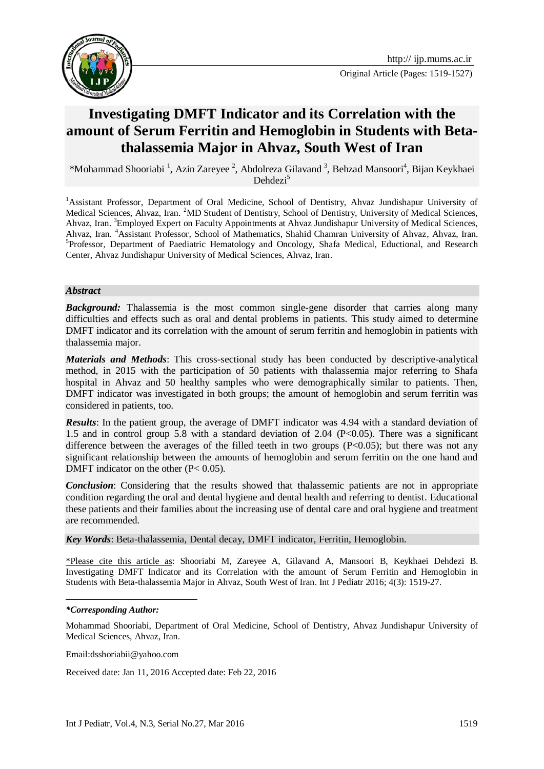# Investigating DMFT Indicator and its Correlation with the amount of Serum Ferritin and Hemoglobin in Students with Beta-thalassemia Major in Ahvaz, South West of Iran

*Mohammad Shooriabi [1], Azin Zareyee [2], Abdolreza Gilavand [3], Behzad Mansoori[4], Bijan Keykhaei Dehdezi[5]

[1]Assistant Professor, Department of Oral Medicine, School of Dentistry, Ahvaz Jundishapur University of Medical Sciences, Ahvaz, Iran. [2]MD Student of Dentistry, School of Dentistry, University of Medical Sciences, Ahvaz, Iran. [3]Employed Expert on Faculty Appointments at Ahvaz Jundishapur University of Medical Sciences, Ahvaz, Iran. [4]Assistant Professor, School of Mathematics, Shahid Chamran University of Ahvaz, Ahvaz, Iran. [5]Professor, Department of Paediatric Hematology and Oncology, Shafa Medical, Eductional, and Research Center, Ahvaz Jundishapur University of Medical Sciences, Ahvaz, Iran.

### *Abstract*

***Background:*** Thalassemia is the most common single-gene disorder that carries along many difficulties and effects such as oral and dental problems in patients. This study aimed to determine DMFT indicator and its correlation with the amount of serum ferritin and hemoglobin in patients with thalassemia major.

***Materials and Methods***: This cross-sectional study has been conducted by descriptive-analytical method, in 2015 with the participation of 50 patients with thalassemia major referring to Shafa hospital in Ahvaz and 50 healthy samples who were demographically similar to patients. Then, DMFT indicator was investigated in both groups; the amount of hemoglobin and serum ferritin was considered in patients, too.

***Results***: In the patient group, the average of DMFT indicator was 4.94 with a standard deviation of 1.5 and in control group 5.8 with a standard deviation of 2.04 ($P<0.05$). There was a significant difference between the averages of the filled teeth in two groups ($P<0.05$); but there was not any significant relationship between the amounts of hemoglobin and serum ferritin on the one hand and DMFT indicator on the other ($P< 0.05$).

***Conclusion***: Considering that the results showed that thalassemic patients are not in appropriate condition regarding the oral and dental hygiene and dental health and referring to dentist. Educational these patients and their families about the increasing use of dental care and oral hygiene and treatment are recommended.

***Key Words***: Beta-thalassemia, Dental decay, DMFT indicator, Ferritin, Hemoglobin.

\*Please cite this article as: Shooriabi M, Zareyee A, Gilavand A, Mansoori B, Keykhaei Dehdezi B. Investigating DMFT Indicator and its Correlation with the amount of Serum Ferritin and Hemoglobin in Students with Beta-thalassemia Major in Ahvaz, South West of Iran. Int J Pediatr 2016; 4(3): 1519-27.

---

***\*Corresponding Author:***

Mohammad Shooriabi, Department of Oral Medicine, School of Dentistry, Ahvaz Jundishapur University of Medical Sciences, Ahvaz, Iran.

Email:dsshoriabii@yahoo.com

Received date: Jan 11, 2016 Accepted date: Feb 22, 2016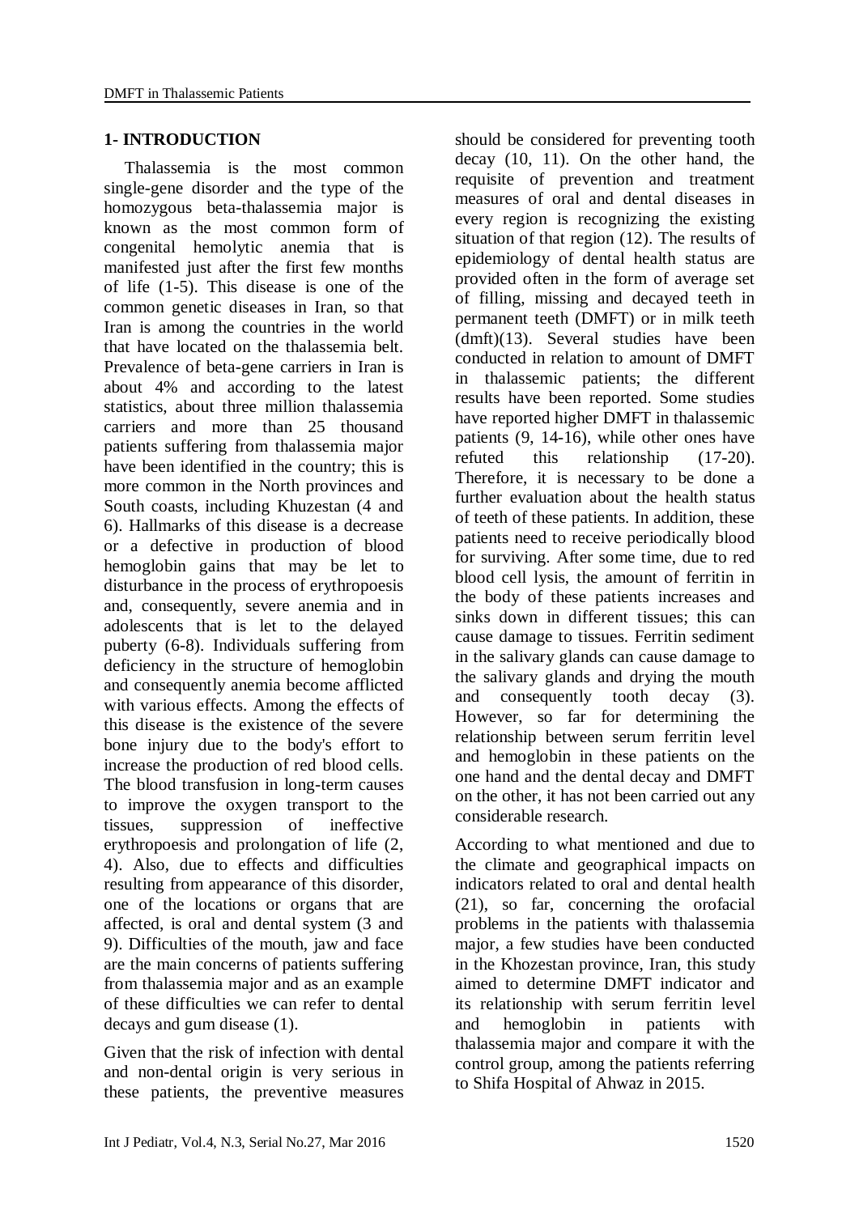## 1- INTRODUCTION

Thalassemia is the most common single-gene disorder and the type of the homozygous beta-thalassemia major is known as the most common form of congenital hemolytic anemia that is manifested just after the first few months of life (1-5). This disease is one of the common genetic diseases in Iran, so that Iran is among the countries in the world that have located on the thalassemia belt. Prevalence of beta-gene carriers in Iran is about 4% and according to the latest statistics, about three million thalassemia carriers and more than 25 thousand patients suffering from thalassemia major have been identified in the country; this is more common in the North provinces and South coasts, including Khuzestan (4 and 6). Hallmarks of this disease is a decrease or a defective in production of blood hemoglobin gains that may be let to disturbance in the process of erythropoiesis and, consequently, severe anemia and in adolescents that is let to the delayed puberty (6-8). Individuals suffering from deficiency in the structure of hemoglobin and consequently anemia become afflicted with various effects. Among the effects of this disease is the existence of the severe bone injury due to the body's effort to increase the production of red blood cells. The blood transfusion in long-term causes to improve the oxygen transport to the tissues, suppression of ineffective erythropoiesis and prolongation of life (2, 4). Also, due to effects and difficulties resulting from appearance of this disorder, one of the locations or organs that are affected, is oral and dental system (3 and 9). Difficulties of the mouth, jaw and face are the main concerns of patients suffering from thalassemia major and as an example of these difficulties we can refer to dental decays and gum disease (1).

Given that the risk of infection with dental and non-dental origin is very serious in these patients, the preventive measures should be considered for preventing tooth decay (10, 11). On the other hand, the requisite of prevention and treatment measures of oral and dental diseases in every region is recognizing the existing situation of that region (12). The results of epidemiology of dental health status are provided often in the form of average set of filling, missing and decayed teeth in permanent teeth (DMFT) or in milk teeth (dmft)(13). Several studies have been conducted in relation to amount of DMFT in thalassemic patients; the different results have been reported. Some studies have reported higher DMFT in thalassemic patients (9, 14-16), while other ones have refuted this relationship (17-20). Therefore, it is necessary to be done a further evaluation about the health status of teeth of these patients. In addition, these patients need to receive periodically blood for surviving. After some time, due to red blood cell lysis, the amount of ferritin in the body of these patients increases and sinks down in different tissues; this can cause damage to tissues. Ferritin sediment in the salivary glands can cause damage to the salivary glands and drying the mouth and consequently tooth decay (3). However, so far for determining the relationship between serum ferritin level and hemoglobin in these patients on the one hand and the dental decay and DMFT on the other, it has not been carried out any considerable research.

According to what mentioned and due to the climate and geographical impacts on indicators related to oral and dental health (21), so far, concerning the orofacial problems in the patients with thalassemia major, a few studies have been conducted in the Khozestan province, Iran, this study aimed to determine DMFT indicator and its relationship with serum ferritin level and hemoglobin in patients with thalassemia major and compare it with the control group, among the patients referring to Shifa Hospital of Ahwaz in 2015.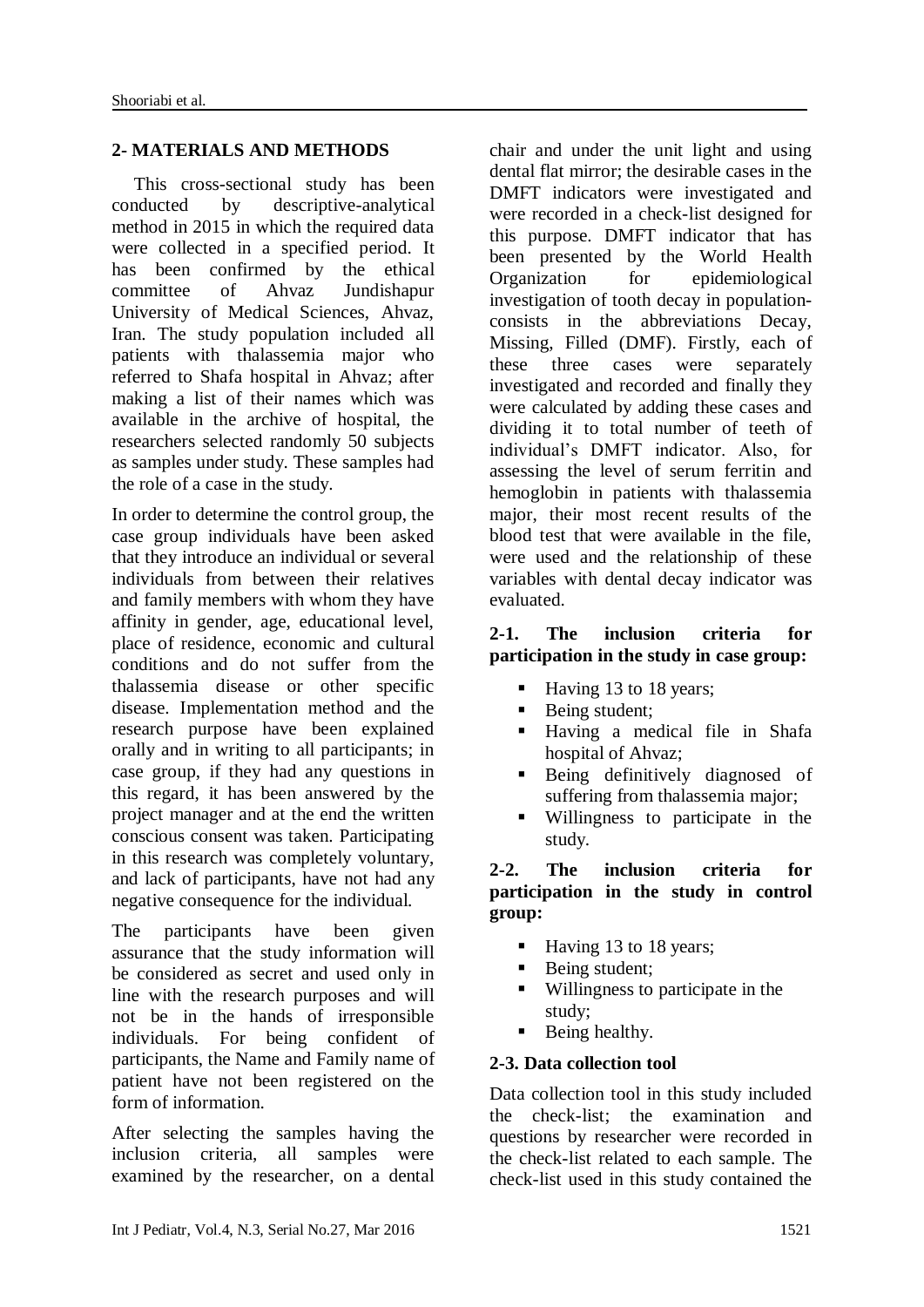## 2- MATERIALS AND METHODS

This cross-sectional study has been conducted by descriptive-analytical method in 2015 in which the required data were collected in a specified period. It has been confirmed by the ethical committee of Ahvaz Jundishapur University of Medical Sciences, Ahvaz, Iran. The study population included all patients with thalassemia major who referred to Shafa hospital in Ahvaz; after making a list of their names which was available in the archive of hospital, the researchers selected randomly 50 subjects as samples under study. These samples had the role of a case in the study.

In order to determine the control group, the case group individuals have been asked that they introduce an individual or several individuals from between their relatives and family members with whom they have affinity in gender, age, educational level, place of residence, economic and cultural conditions and do not suffer from the thalassemia disease or other specific disease. Implementation method and the research purpose have been explained orally and in writing to all participants; in case group, if they had any questions in this regard, it has been answered by the project manager and at the end the written conscious consent was taken. Participating in this research was completely voluntary, and lack of participants, have not had any negative consequence for the individual.

The participants have been given assurance that the study information will be considered as secret and used only in line with the research purposes and will not be in the hands of irresponsible individuals. For being confident of participants, the Name and Family name of patient have not been registered on the form of information.

After selecting the samples having the inclusion criteria, all samples were examined by the researcher, on a dental chair and under the unit light and using dental flat mirror; the desirable cases in the DMFT indicators were investigated and were recorded in a check-list designed for this purpose. DMFT indicator that has been presented by the World Health Organization for epidemiological investigation of tooth decay in population- consists in the abbreviations Decay, Missing, Filled (DMF). Firstly, each of these three cases were separately investigated and recorded and finally they were calculated by adding these cases and dividing it to total number of teeth of individual's DMFT indicator. Also, for assessing the level of serum ferritin and hemoglobin in patients with thalassemia major, their most recent results of the blood test that were available in the file, were used and the relationship of these variables with dental decay indicator was evaluated.

### 2-1. The inclusion criteria for participation in the study in case group:

- Having 13 to 18 years;
- Being student;
- Having a medical file in Shafa hospital of Ahvaz;
- Being definitively diagnosed of suffering from thalassemia major;
- Willingness to participate in the study.

### 2-2. The inclusion criteria for participation in the study in control group:

- Having 13 to 18 years;
- Being student;
- Willingness to participate in the study;
- Being healthy.

### 2-3. Data collection tool

Data collection tool in this study included the check-list; the examination and questions by researcher were recorded in the check-list related to each sample. The check-list used in this study contained the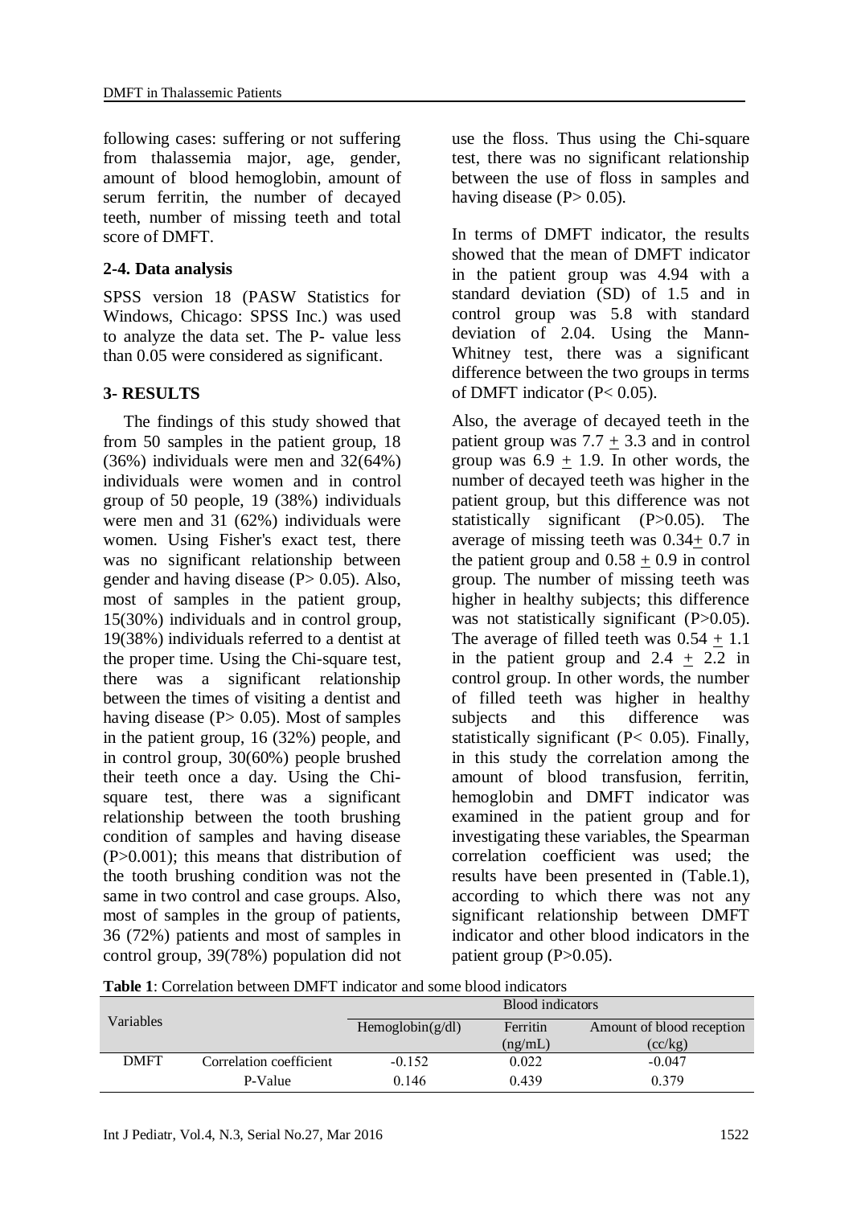following cases: suffering or not suffering from thalassemia major, age, gender, amount of blood hemoglobin, amount of serum ferritin, the number of decayed teeth, number of missing teeth and total score of DMFT.

### 2-4. Data analysis

SPSS version 18 (PASW Statistics for Windows, Chicago: SPSS Inc.) was used to analyze the data set. The P- value less than 0.05 were considered as significant.

## 3- RESULTS

The findings of this study showed that from 50 samples in the patient group, 18 (36%) individuals were men and 32(64%) individuals were women and in control group of 50 people, 19 (38%) individuals were men and 31 (62%) individuals were women. Using Fisher's exact test, there was no significant relationship between gender and having disease (P> 0.05). Also, most of samples in the patient group, 15(30%) individuals and in control group, 19(38%) individuals referred to a dentist at the proper time. Using the Chi-square test, there was a significant relationship between the times of visiting a dentist and having disease (P> 0.05). Most of samples in the patient group, 16 (32%) people, and in control group, 30(60%) people brushed their teeth once a day. Using the Chi-square test, there was a significant relationship between the tooth brushing condition of samples and having disease (P>0.001); this means that distribution of the tooth brushing condition was not the same in two control and case groups. Also, most of samples in the group of patients, 36 (72%) patients and most of samples in control group, 39(78%) population did not use the floss. Thus using the Chi-square test, there was no significant relationship between the use of floss in samples and having disease (P> 0.05).

In terms of DMFT indicator, the results showed that the mean of DMFT indicator in the patient group was 4.94 with a standard deviation (SD) of 1.5 and in control group was 5.8 with standard deviation of 2.04. Using the Mann-Whitney test, there was a significant difference between the two groups in terms of DMFT indicator (P< 0.05).

Also, the average of decayed teeth in the patient group was 7.7 $\pm$ 3.3 and in control group was 6.9 $\pm$ 1.9. In other words, the number of decayed teeth was higher in the patient group, but this difference was not statistically significant (P>0.05). The average of missing teeth was 0.34$\pm$ 0.7 in the patient group and 0.58 $\pm$ 0.9 in control group. The number of missing teeth was higher in healthy subjects; this difference was not statistically significant (P>0.05). The average of filled teeth was 0.54 $\pm$ 1.1 in the patient group and 2.4 $\pm$ 2.2 in control group. In other words, the number of filled teeth was higher in healthy subjects and this difference was statistically significant (P< 0.05). Finally, in this study the correlation among the amount of blood transfusion, ferritin, hemoglobin and DMFT indicator was examined in the patient group and for investigating these variables, the Spearman correlation coefficient was used; the results have been presented in (Table.1), according to which there was not any significant relationship between DMFT indicator and other blood indicators in the patient group (P>0.05).

**Table 1**: Correlation between DMFT indicator and some blood indicators

| Variables | | Blood indicators | | |
|---|---|---|---|---|
| | | Hemoglobin(g/dl) | Ferritin (ng/mL) | Amount of blood reception (cc/kg) |
| DMFT | Correlation coefficient | -0.152 | 0.022 | -0.047 |
| | P-Value | 0.146 | 0.439 | 0.379 |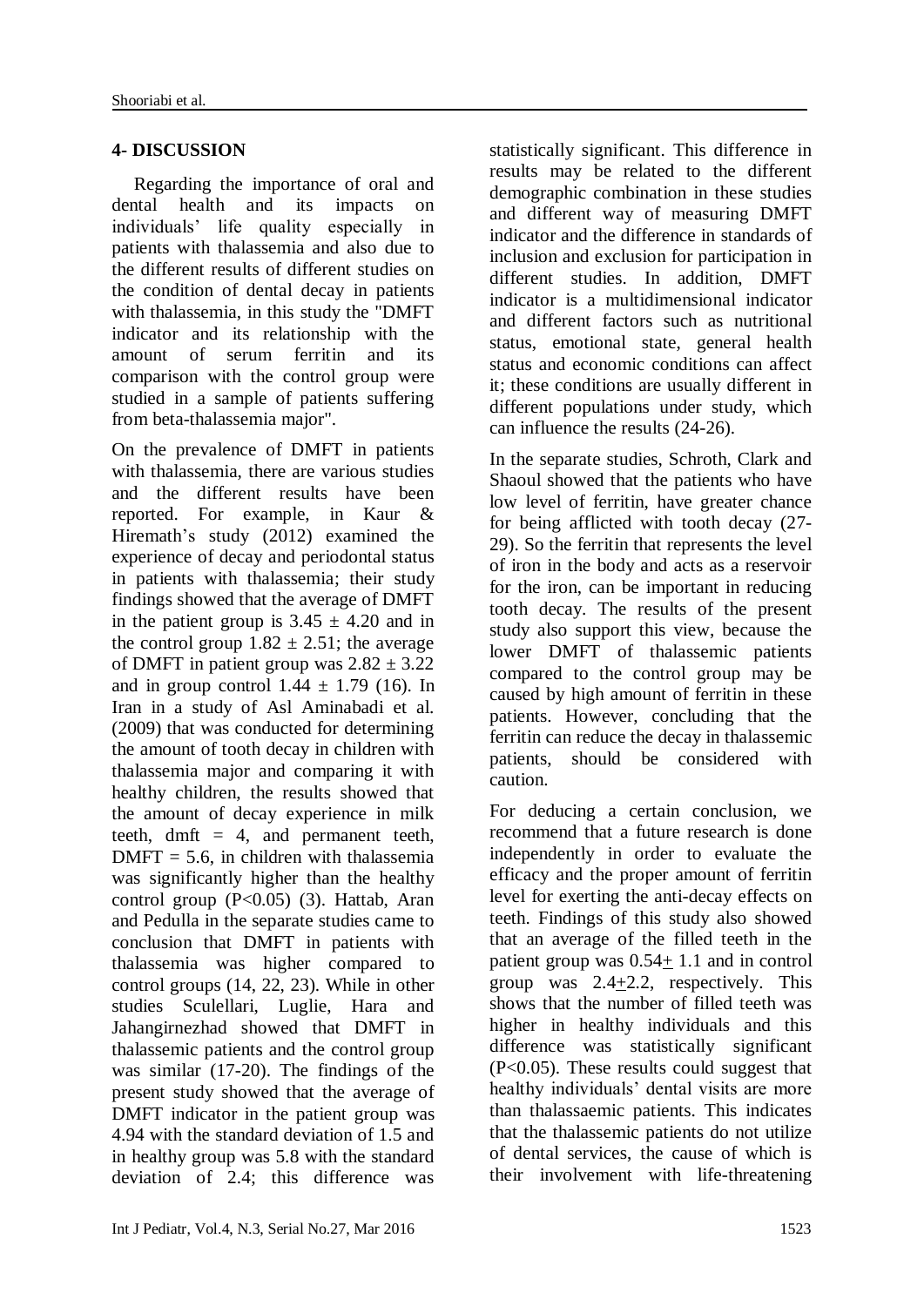## 4- DISCUSSION

Regarding the importance of oral and dental health and its impacts on individuals' life quality especially in patients with thalassemia and also due to the different results of different studies on the condition of dental decay in patients with thalassemia, in this study the "DMFT indicator and its relationship with the amount of serum ferritin and its comparison with the control group were studied in a sample of patients suffering from beta-thalassemia major".

On the prevalence of DMFT in patients with thalassemia, there are various studies and the different results have been reported. For example, in Kaur & Hiremath's study (2012) examined the experience of decay and periodontal status in patients with thalassemia; their study findings showed that the average of DMFT in the patient group is $3.45 \pm 4.20$ and in the control group $1.82 \pm 2.51$; the average of DMFT in patient group was $2.82 \pm 3.22$ and in group control $1.44 \pm 1.79$ (16). In Iran in a study of Asl Aminabadi et al. (2009) that was conducted for determining the amount of tooth decay in children with thalassemia major and comparing it with healthy children, the results showed that the amount of decay experience in milk teeth, dmft = 4, and permanent teeth, DMFT = 5.6, in children with thalassemia was significantly higher than the healthy control group ($P<0.05$) (3). Hattab, Aran and Pedulla in the separate studies came to conclusion that DMFT in patients with thalassemia was higher compared to control groups (14, 22, 23). While in other studies Sculellari, Luglie, Hara and Jahangirnezhad showed that DMFT in thalassemic patients and the control group was similar (17-20). The findings of the present study showed that the average of DMFT indicator in the patient group was 4.94 with the standard deviation of 1.5 and in healthy group was 5.8 with the standard deviation of 2.4; this difference was statistically significant. This difference in results may be related to the different demographic combination in these studies and different way of measuring DMFT indicator and the difference in standards of inclusion and exclusion for participation in different studies. In addition, DMFT indicator is a multidimensional indicator and different factors such as nutritional status, emotional state, general health status and economic conditions can affect it; these conditions are usually different in different populations under study, which can influence the results (24-26).

In the separate studies, Schroth, Clark and Shaoul showed that the patients who have low level of ferritin, have greater chance for being afflicted with tooth decay (27-29). So the ferritin that represents the level of iron in the body and acts as a reservoir for the iron, can be important in reducing tooth decay. The results of the present study also support this view, because the lower DMFT of thalassemic patients compared to the control group may be caused by high amount of ferritin in these patients. However, concluding that the ferritin can reduce the decay in thalassemic patients, should be considered with caution.

For deducing a certain conclusion, we recommend that a future research is done independently in order to evaluate the efficacy and the proper amount of ferritin level for exerting the anti-decay effects on teeth. Findings of this study also showed that an average of the filled teeth in the patient group was $0.54 \pm 1.1$ and in control group was $2.4 \pm 2.2$, respectively. This shows that the number of filled teeth was higher in healthy individuals and this difference was statistically significant ($P<0.05$). These results could suggest that healthy individuals' dental visits are more than thalassaemic patients. This indicates that the thalassemic patients do not utilize of dental services, the cause of which is their involvement with life-threatening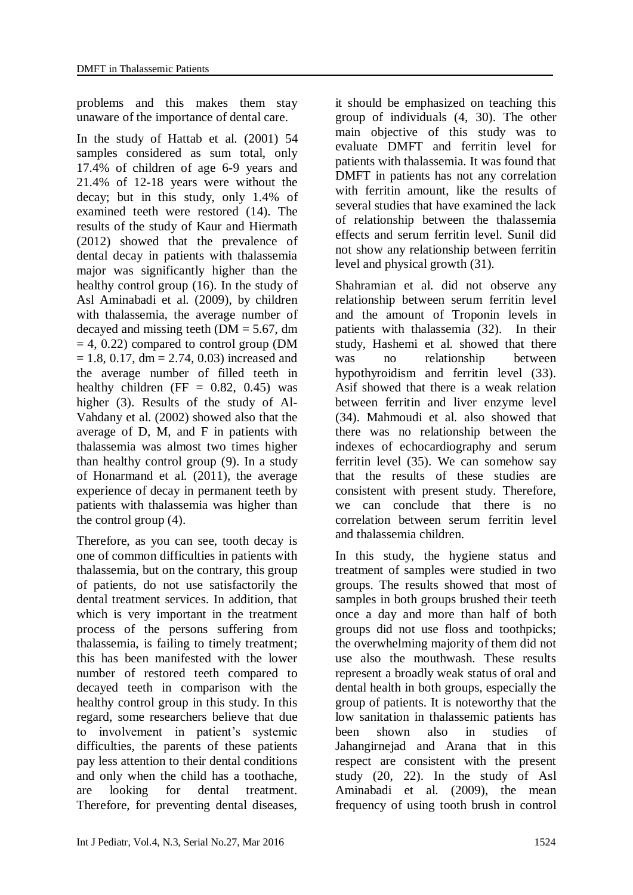problems and this makes them stay unaware of the importance of dental care.

In the study of Hattab et al. (2001) 54 samples considered as sum total, only 17.4% of children of age 6-9 years and 21.4% of 12-18 years were without the decay; but in this study, only 1.4% of examined teeth were restored (14). The results of the study of Kaur and Hiermath (2012) showed that the prevalence of dental decay in patients with thalassemia major was significantly higher than the healthy control group (16). In the study of Asl Aminabadi et al. (2009), by children with thalassemia, the average number of decayed and missing teeth (DM = 5.67, dm = 4, 0.22) compared to control group (DM = 1.8, 0.17, dm = 2.74, 0.03) increased and the average number of filled teeth in healthy children (FF = 0.82, 0.45) was higher (3). Results of the study of Al-Vahdany et al. (2002) showed also that the average of D, M, and F in patients with thalassemia was almost two times higher than healthy control group (9). In a study of Honarmand et al. (2011), the average experience of decay in permanent teeth by patients with thalassemia was higher than the control group (4).

Therefore, as you can see, tooth decay is one of common difficulties in patients with thalassemia, but on the contrary, this group of patients, do not use satisfactorily the dental treatment services. In addition, that which is very important in the treatment process of the persons suffering from thalassemia, is failing to timely treatment; this has been manifested with the lower number of restored teeth compared to decayed teeth in comparison with the healthy control group in this study. In this regard, some researchers believe that due to involvement in patient's systemic difficulties, the parents of these patients pay less attention to their dental conditions and only when the child has a toothache, are looking for dental treatment. Therefore, for preventing dental diseases, it should be emphasized on teaching this group of individuals (4, 30). The other main objective of this study was to evaluate DMFT and ferritin level for patients with thalassemia. It was found that DMFT in patients has not any correlation with ferritin amount, like the results of several studies that have examined the lack of relationship between the thalassemia effects and serum ferritin level. Sunil did not show any relationship between ferritin level and physical growth (31).

Shahramian et al. did not observe any relationship between serum ferritin level and the amount of Troponin levels in patients with thalassemia (32). In their study, Hashemi et al. showed that there was no relationship between hypothyroidism and ferritin level (33). Asif showed that there is a weak relation between ferritin and liver enzyme level (34). Mahmoudi et al. also showed that there was no relationship between the indexes of echocardiography and serum ferritin level (35). We can somehow say that the results of these studies are consistent with present study. Therefore, we can conclude that there is no correlation between serum ferritin level and thalassemia children.

In this study, the hygiene status and treatment of samples were studied in two groups. The results showed that most of samples in both groups brushed their teeth once a day and more than half of both groups did not use floss and toothpicks; the overwhelming majority of them did not use also the mouthwash. These results represent a broadly weak status of oral and dental health in both groups, especially the group of patients. It is noteworthy that the low sanitation in thalassemic patients has been shown also in studies of Jahangirnejad and Arana that in this respect are consistent with the present study (20, 22). In the study of Asl Aminabadi et al. (2009), the mean frequency of using tooth brush in control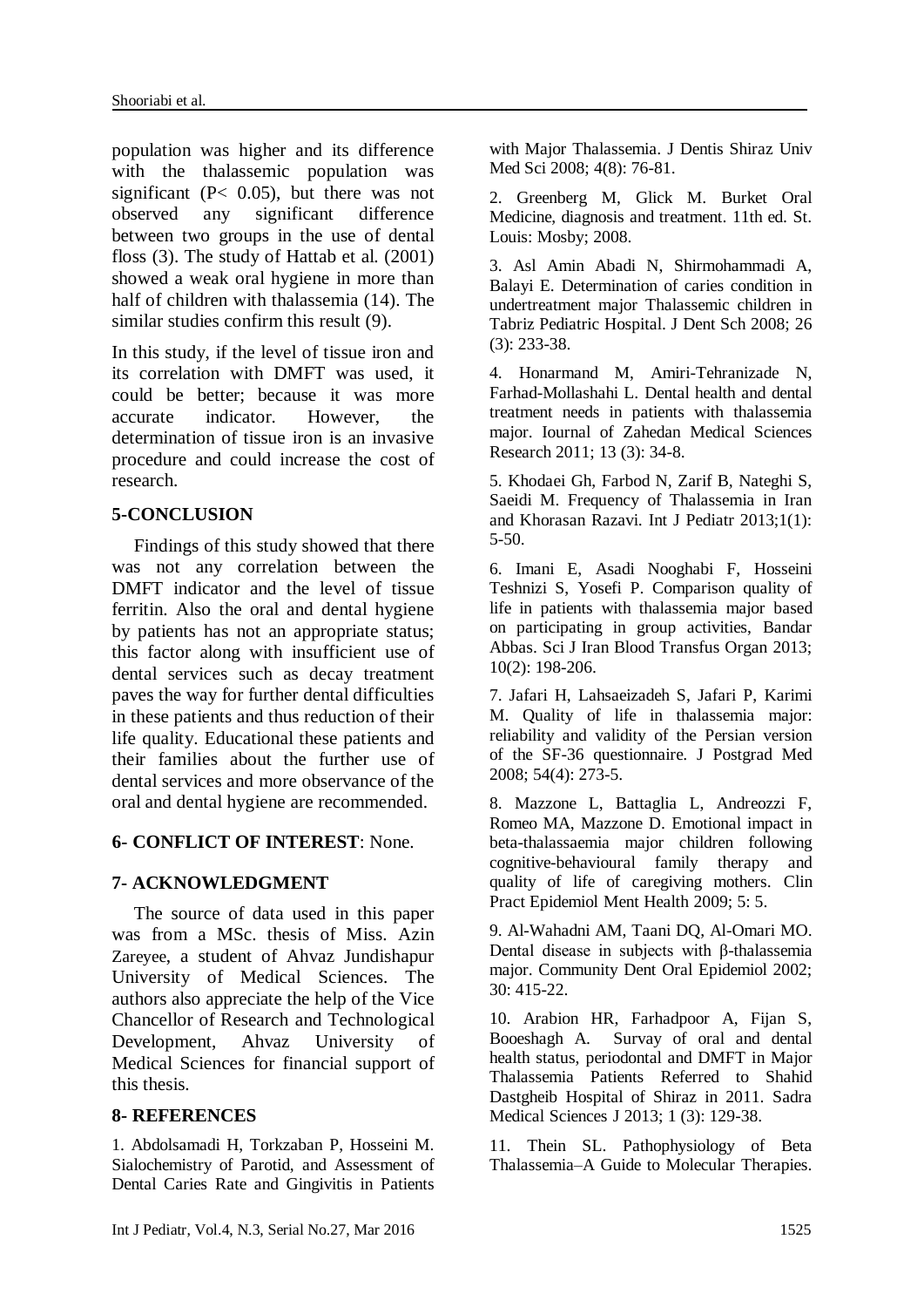population was higher and its difference with the thalassemic population was significant (P< 0.05), but there was not observed any significant difference between two groups in the use of dental floss (3). The study of Hattab et al. (2001) showed a weak oral hygiene in more than half of children with thalassemia (14). The similar studies confirm this result (9).

In this study, if the level of tissue iron and its correlation with DMFT was used, it could be better; because it was more accurate indicator. However, the determination of tissue iron is an invasive procedure and could increase the cost of research.

## 5-CONCLUSION

Findings of this study showed that there was not any correlation between the DMFT indicator and the level of tissue ferritin. Also the oral and dental hygiene by patients has not an appropriate status; this factor along with insufficient use of dental services such as decay treatment paves the way for further dental difficulties in these patients and thus reduction of their life quality. Educational these patients and their families about the further use of dental services and more observance of the oral and dental hygiene are recommended.

## 6- CONFLICT OF INTEREST: None.

## 7- ACKNOWLEDGMENT

The source of data used in this paper was from a MSc. thesis of Miss. Azin Zareyee, a student of Ahvaz Jundishapur University of Medical Sciences. The authors also appreciate the help of the Vice Chancellor of Research and Technological Development, Ahvaz University of Medical Sciences for financial support of this thesis.

## 8- REFERENCES

1. Abdolsamadi H, Torkzaban P, Hosseini M. Sialochemistry of Parotid, and Assessment of Dental Caries Rate and Gingivitis in Patients with Major Thalassemia. J Dentis Shiraz Univ Med Sci 2008; 4(8): 76-81.

2. Greenberg M, Glick M. Burket Oral Medicine, diagnosis and treatment. 11th ed. St. Louis: Mosby; 2008.

3. Asl Amin Abadi N, Shirmohammadi A, Balayi E. Determination of caries condition in undertreatment major Thalassemic children in Tabriz Pediatric Hospital. J Dent Sch 2008; 26 (3): 233-38.

4. Honarmand M, Amiri-Tehranizade N, Farhad-Mollashahi L. Dental health and dental treatment needs in patients with thalassemia major. Iournal of Zahedan Medical Sciences Research 2011; 13 (3): 34-8.

5. Khodaei Gh, Farbod N, Zarif B, Nateghi S, Saeidi M. Frequency of Thalassemia in Iran and Khorasan Razavi. Int J Pediatr 2013;1(1): 5-50.

6. Imani E, Asadi Nooghabi F, Hosseini Teshnizi S, Yosefi P. Comparison quality of life in patients with thalassemia major based on participating in group activities, Bandar Abbas. Sci J Iran Blood Transfus Organ 2013; 10(2): 198-206.

7. Jafari H, Lahsaeizadeh S, Jafari P, Karimi M. Quality of life in thalassemia major: reliability and validity of the Persian version of the SF-36 questionnaire. J Postgrad Med 2008; 54(4): 273-5.

8. Mazzone L, Battaglia L, Andreozzi F, Romeo MA, Mazzone D. Emotional impact in beta-thalassaemia major children following cognitive-behavioural family therapy and quality of life of caregiving mothers. Clin Pract Epidemiol Ment Health 2009; 5: 5.

9. Al-Wahadni AM, Taani DQ, Al-Omari MO. Dental disease in subjects with β-thalassemia major. Community Dent Oral Epidemiol 2002; 30: 415-22.

10. Arabion HR, Farhadpoor A, Fijan S, Booeshagh A. Survay of oral and dental health status, periodontal and DMFT in Major Thalassemia Patients Referred to Shahid Dastgheib Hospital of Shiraz in 2011. Sadra Medical Sciences J 2013; 1 (3): 129-38.

11. Thein SL. Pathophysiology of Beta Thalassemia–A Guide to Molecular Therapies.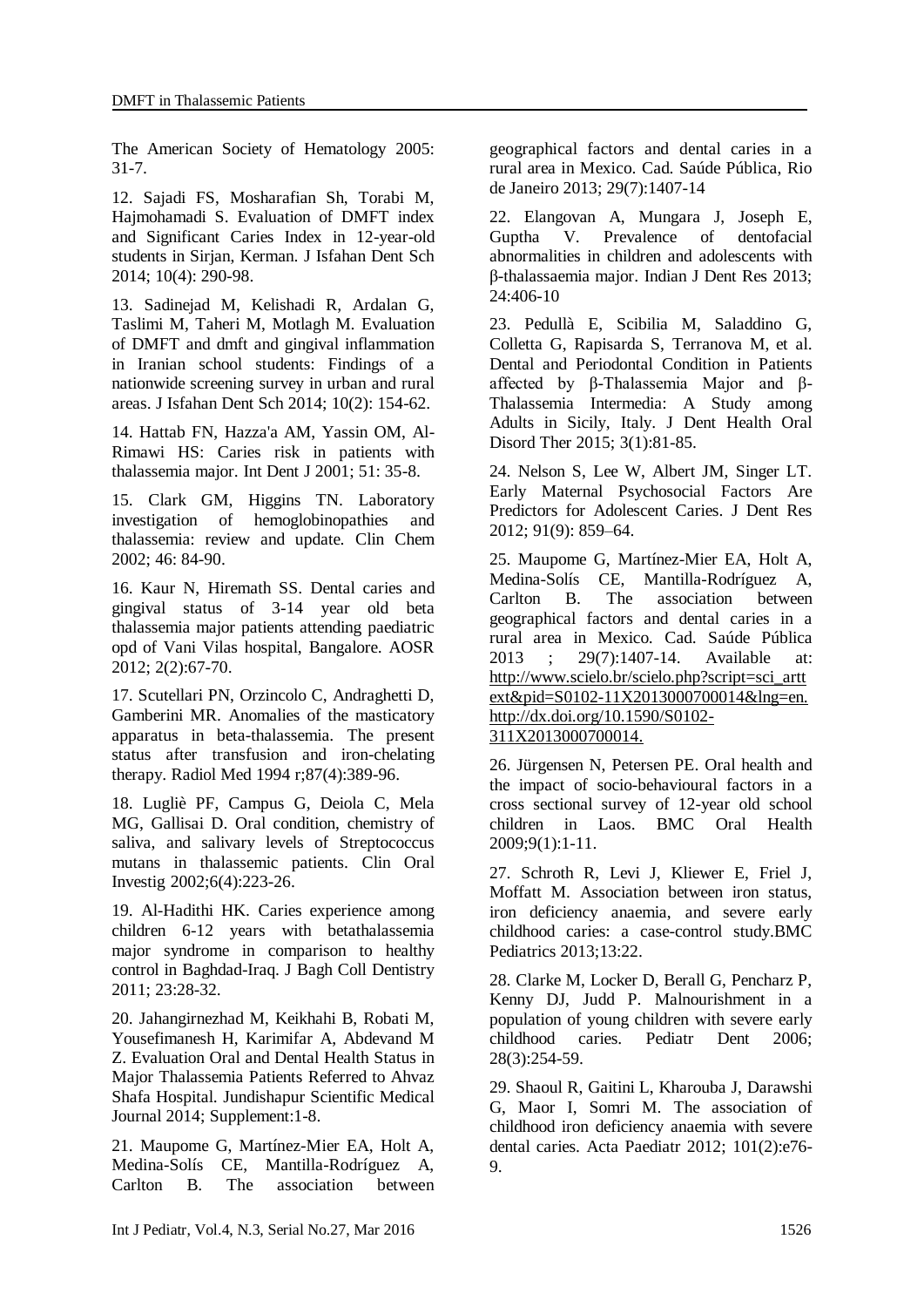The American Society of Hematology 2005: 31-7.

12. Sajadi FS, Mosharafian Sh, Torabi M, Hajmohamadi S. Evaluation of DMFT index and Significant Caries Index in 12-year-old students in Sirjan, Kerman. J Isfahan Dent Sch 2014; 10(4): 290-98.

13. Sadinejad M, Kelishadi R, Ardalan G, Taslimi M, Taheri M, Motlagh M. Evaluation of DMFT and dmft and gingival inflammation in Iranian school students: Findings of a nationwide screening survey in urban and rural areas. J Isfahan Dent Sch 2014; 10(2): 154-62.

14. Hattab FN, Hazza'a AM, Yassin OM, Al-Rimawi HS: Caries risk in patients with thalassemia major. Int Dent J 2001; 51: 35-8.

15. Clark GM, Higgins TN. Laboratory investigation of hemoglobinopathies and thalassemia: review and update. Clin Chem 2002; 46: 84-90.

16. Kaur N, Hiremath SS. Dental caries and gingival status of 3-14 year old beta thalassemia major patients attending paediatric opd of Vani Vilas hospital, Bangalore. AOSR 2012; 2(2):67-70.

17. Scutellari PN, Orzincolo C, Andraghetti D, Gamberini MR. Anomalies of the masticatory apparatus in beta-thalassemia. The present status after transfusion and iron-chelating therapy. Radiol Med 1994 r;87(4):389-96.

18. Lugliè PF, Campus G, Deiola C, Mela MG, Gallisai D. Oral condition, chemistry of saliva, and salivary levels of Streptococcus mutans in thalassemic patients. Clin Oral Investig 2002;6(4):223-26.

19. Al-Hadithi HK. Caries experience among children 6-12 years with betathalassemia major syndrome in comparison to healthy control in Baghdad-Iraq. J Bagh Coll Dentistry 2011; 23:28-32.

20. Jahangirnezhad M, Keikhahi B, Robati M, Yousefimanesh H, Karimifar A, Abdevand M Z. Evaluation Oral and Dental Health Status in Major Thalassemia Patients Referred to Ahvaz Shafa Hospital. Jundishapur Scientific Medical Journal 2014; Supplement:1-8.

21. Maupome G, Martínez-Mier EA, Holt A, Medina-Solís CE, Mantilla-Rodríguez A, Carlton B. The association between geographical factors and dental caries in a rural area in Mexico. Cad. Saúde Pública, Rio de Janeiro 2013; 29(7):1407-14

22. Elangovan A, Mungara J, Joseph E, Guptha V. Prevalence of dentofacial abnormalities in children and adolescents with β-thalassaemia major. Indian J Dent Res 2013; 24:406-10

23. Pedullà E, Scibilia M, Saladdino G, Colletta G, Rapisarda S, Terranova M, et al. Dental and Periodontal Condition in Patients affected by β-Thalassemia Major and β-Thalassemia Intermedia: A Study among Adults in Sicily, Italy. J Dent Health Oral Disord Ther 2015; 3(1):81-85.

24. Nelson S, Lee W, Albert JM, Singer LT. Early Maternal Psychosocial Factors Are Predictors for Adolescent Caries. J Dent Res 2012; 91(9): 859–64.

25. Maupome G, Martínez-Mier EA, Holt A, Medina-Solís CE, Mantilla-Rodríguez A, Carlton B. The association between geographical factors and dental caries in a rural area in Mexico. Cad. Saúde Pública 2013 ; 29(7):1407-14. Available at: http://www.scielo.br/scielo.php?script=sci_arttext&pid=S0102-11X2013000700014&lng=en. http://dx.doi.org/10.1590/S0102-311X2013000700014.

26. Jürgensen N, Petersen PE. Oral health and the impact of socio-behavioural factors in a cross sectional survey of 12-year old school children in Laos. BMC Oral Health 2009;9(1):1-11.

27. Schroth R, Levi J, Kliewer E, Friel J, Moffatt M. Association between iron status, iron deficiency anaemia, and severe early childhood caries: a case-control study.BMC Pediatrics 2013;13:22.

28. Clarke M, Locker D, Berall G, Pencharz P, Kenny DJ, Judd P. Malnourishment in a population of young children with severe early childhood caries. Pediatr Dent 2006; 28(3):254-59.

29. Shaoul R, Gaitini L, Kharouba J, Darawshi G, Maor I, Somri M. The association of childhood iron deficiency anaemia with severe dental caries. Acta Paediatr 2012; 101(2):e76-9.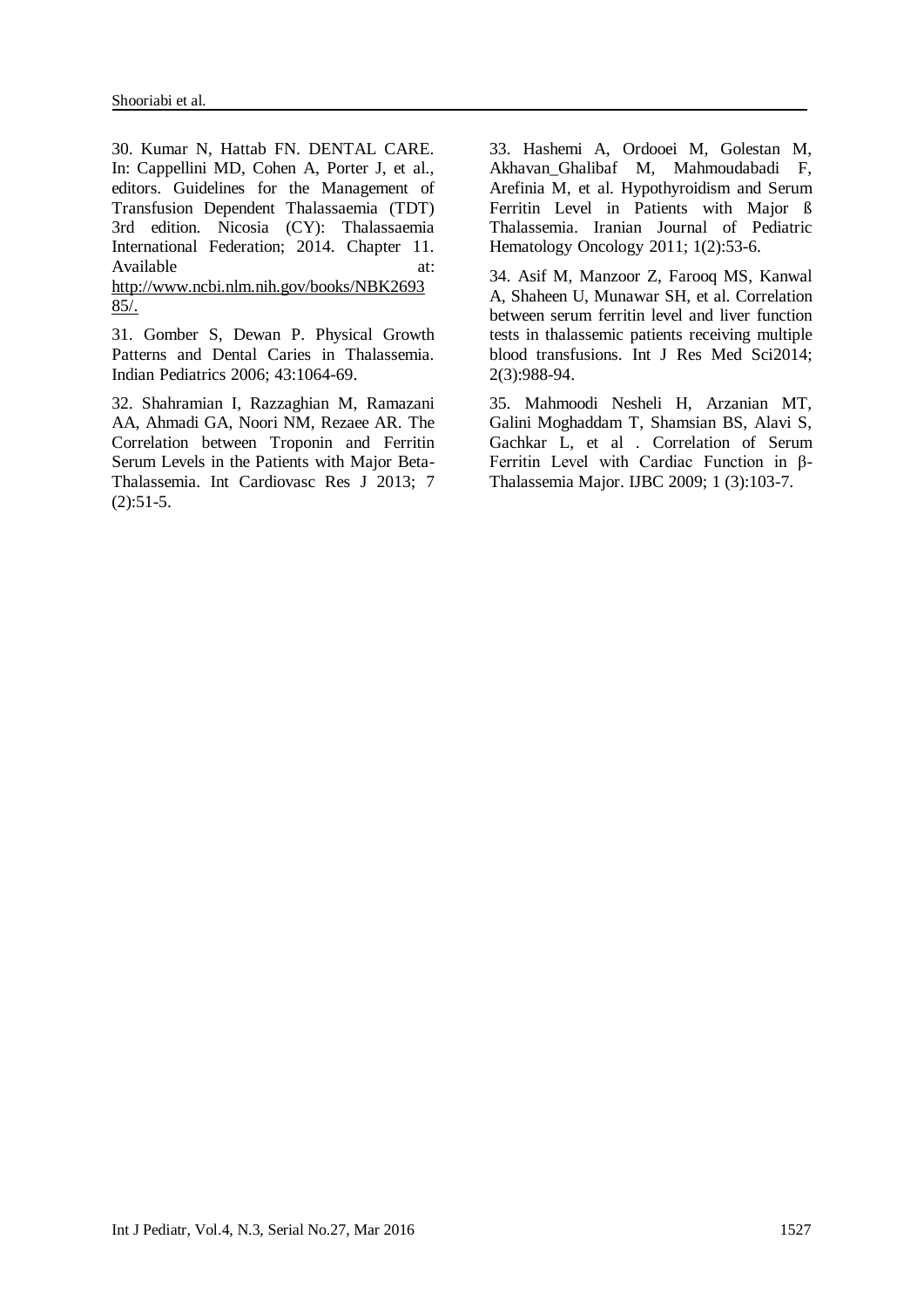30. Kumar N, Hattab FN. DENTAL CARE. In: Cappellini MD, Cohen A, Porter J, et al., editors. Guidelines for the Management of Transfusion Dependent Thalassaemia (TDT) 3rd edition. Nicosia (CY): Thalassaemia International Federation; 2014. Chapter 11. Available at: http://www.ncbi.nlm.nih.gov/books/NBK269385/.

31. Gomber S, Dewan P. Physical Growth Patterns and Dental Caries in Thalassemia. Indian Pediatrics 2006; 43:1064-69.

32. Shahramian I, Razzaghian M, Ramazani AA, Ahmadi GA, Noori NM, Rezaee AR. The Correlation between Troponin and Ferritin Serum Levels in the Patients with Major Beta-Thalassemia. Int Cardiovasc Res J 2013; 7 (2):51-5.

33. Hashemi A, Ordooei M, Golestan M, Akhavan_Ghalibaf M, Mahmoudabadi F, Arefinia M, et al. Hypothyroidism and Serum Ferritin Level in Patients with Major ß Thalassemia. Iranian Journal of Pediatric Hematology Oncology 2011; 1(2):53-6.

34. Asif M, Manzoor Z, Farooq MS, Kanwal A, Shaheen U, Munawar SH, et al. Correlation between serum ferritin level and liver function tests in thalassemic patients receiving multiple blood transfusions. Int J Res Med Sci2014; 2(3):988-94.

35. Mahmoodi Nesheli H, Arzanian MT, Galini Moghaddam T, Shamsian BS, Alavi S, Gachkar L, et al . Correlation of Serum Ferritin Level with Cardiac Function in β-Thalassemia Major. IJBC 2009; 1 (3):103-7.